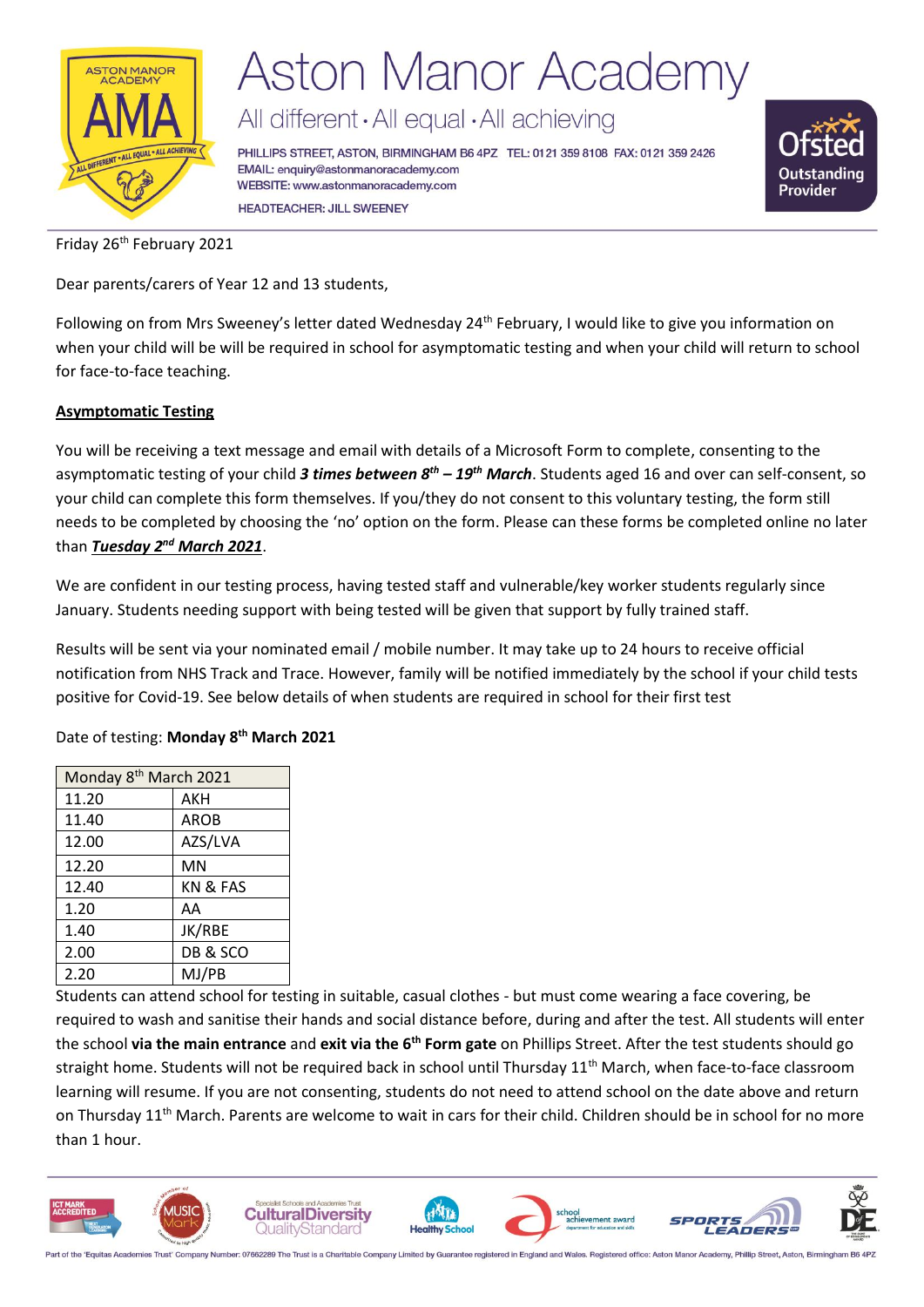# Aston Manor Academy

All different · All equal · All achieving

PHILLIPS STREET, ASTON, BIRMINGHAM B6 4PZ TEL: 0121 359 8108 FAX: 0121 359 2426
EMAIL: enquiry@astonmanoracademy.com
WEBSITE: www.astonmanoracademy.com
HEADTEACHER: JILL SWEENEY

Friday 26th February 2021

Dear parents/carers of Year 12 and 13 students,

Following on from Mrs Sweeney's letter dated Wednesday 24th February, I would like to give you information on when your child will be will be required in school for asymptomatic testing and when your child will return to school for face-to-face teaching.

## Asymptomatic Testing

You will be receiving a text message and email with details of a Microsoft Form to complete, consenting to the asymptomatic testing of your child ***3 times between 8th – 19th March***. Students aged 16 and over can self-consent, so your child can complete this form themselves. If you/they do not consent to this voluntary testing, the form still needs to be completed by choosing the 'no' option on the form. Please can these forms be completed online no later than ***Tuesday 2nd March 2021***.

We are confident in our testing process, having tested staff and vulnerable/key worker students regularly since January. Students needing support with being tested will be given that support by fully trained staff.

Results will be sent via your nominated email / mobile number. It may take up to 24 hours to receive official notification from NHS Track and Trace. However, family will be notified immediately by the school if your child tests positive for Covid-19. See below details of when students are required in school for their first test

Date of testing: **Monday 8th March 2021**

| Monday 8th March 2021 | |
|---|---|
| 11.20 | AKH |
| 11.40 | AROB |
| 12.00 | AZS/LVA |
| 12.20 | MN |
| 12.40 | KN & FAS |
| 1.20 | AA |
| 1.40 | JK/RBE |
| 2.00 | DB & SCO |
| 2.20 | MJ/PB |

Students can attend school for testing in suitable, casual clothes - but must come wearing a face covering, be required to wash and sanitise their hands and social distance before, during and after the test. All students will enter the school **via the main entrance** and **exit via the 6th Form gate** on Phillips Street. After the test students should go straight home. Students will not be required back in school until Thursday 11th March, when face-to-face classroom learning will resume. If you are not consenting, students do not need to attend school on the date above and return on Thursday 11th March. Parents are welcome to wait in cars for their child. Children should be in school for no more than 1 hour.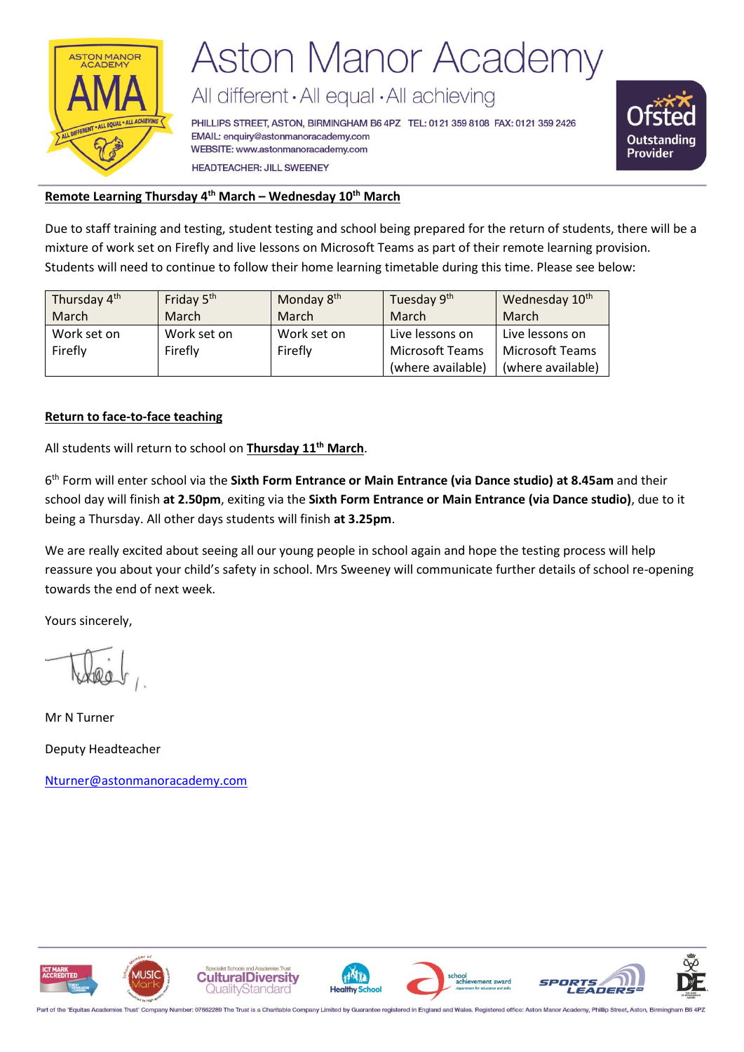# Aston Manor Academy

All different · All equal · All achieving

PHILLIPS STREET, ASTON, BIRMINGHAM B6 4PZ TEL: 0121 359 8108 FAX: 0121 359 2426
EMAIL: enquiry@astonmanoracademy.com
WEBSITE: www.astonmanoracademy.com

HEADTEACHER: JILL SWEENEY

**Remote Learning Thursday 4th March – Wednesday 10th March**

Due to staff training and testing, student testing and school being prepared for the return of students, there will be a mixture of work set on Firefly and live lessons on Microsoft Teams as part of their remote learning provision. Students will need to continue to follow their home learning timetable during this time. Please see below:

| Thursday 4th March | Friday 5th March | Monday 8th March | Tuesday 9th March | Wednesday 10th March |
|---|---|---|---|---|
| Work set on Firefly | Work set on Firefly | Work set on Firefly | Live lessons on Microsoft Teams (where available) | Live lessons on Microsoft Teams (where available) |

**Return to face-to-face teaching**

All students will return to school on **Thursday 11th March**.

6th Form will enter school via the **Sixth Form Entrance or Main Entrance (via Dance studio) at 8.45am** and their school day will finish **at 2.50pm**, exiting via the **Sixth Form Entrance or Main Entrance (via Dance studio)**, due to it being a Thursday. All other days students will finish **at 3.25pm**.

We are really excited about seeing all our young people in school again and hope the testing process will help reassure you about your child's safety in school. Mrs Sweeney will communicate further details of school re-opening towards the end of next week.

Yours sincerely,

Mr N Turner

Deputy Headteacher

Nturner@astonmanoracademy.com

Part of the 'Equitas Academies Trust' Company Number: 07662289 The Trust is a Charitable Company Limited by Guarantee registered in England and Wales. Registered office: Aston Manor Academy, Phillip Street, Aston, Birmingham B6 4PZ